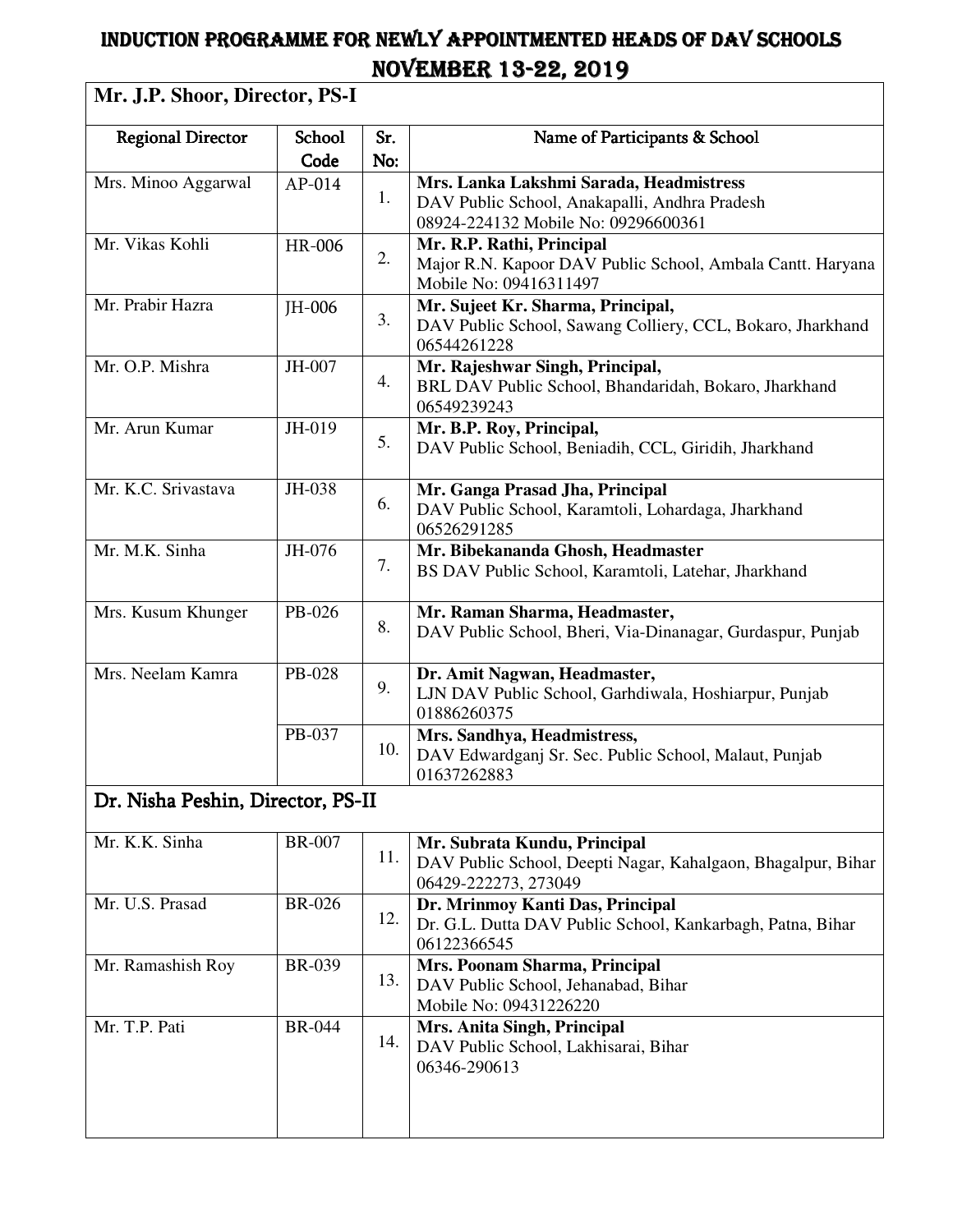# INDUCTION PROGRAMME FOR NEWLY APPOINTMENTED HEADS OF DAV SCHOOLS
# NOVEMBER 13-22, 2019

| Regional Director | School Code | Sr. No: | Name of Participants & School |
|---|---|---|---|
| **Mr. J.P. Shoor, Director, PS-I** | | | |
| Mrs. Minoo Aggarwal | AP-014 | 1. | **Mrs. Lanka Lakshmi Sarada, Headmistress**<br>DAV Public School, Anakapalli, Andhra Pradesh<br>08924-224132 Mobile No: 09296600361 |
| Mr. Vikas Kohli | HR-006 | 2. | **Mr. R.P. Rathi, Principal**<br>Major R.N. Kapoor DAV Public School, Ambala Cantt. Haryana<br>Mobile No: 09416311497 |
| Mr. Prabir Hazra | JH-006 | 3. | **Mr. Sujeet Kr. Sharma, Principal,**<br>DAV Public School, Sawang Colliery, CCL, Bokaro, Jharkhand<br>06544261228 |
| Mr. O.P. Mishra | JH-007 | 4. | **Mr. Rajeshwar Singh, Principal,**<br>BRL DAV Public School, Bhandaridah, Bokaro, Jharkhand<br>06549239243 |
| Mr. Arun Kumar | JH-019 | 5. | **Mr. B.P. Roy, Principal,**<br>DAV Public School, Beniadih, CCL, Giridih, Jharkhand |
| Mr. K.C. Srivastava | JH-038 | 6. | **Mr. Ganga Prasad Jha, Principal**<br>DAV Public School, Karamtoli, Lohardaga, Jharkhand<br>06526291285 |
| Mr. M.K. Sinha | JH-076 | 7. | **Mr. Bibekananda Ghosh, Headmaster**<br>BS DAV Public School, Karamtoli, Latehar, Jharkhand |
| Mrs. Kusum Khunger | PB-026 | 8. | **Mr. Raman Sharma, Headmaster,**<br>DAV Public School, Bheri, Via-Dinanagar, Gurdaspur, Punjab |
| Mrs. Neelam Kamra | PB-028 | 9. | **Dr. Amit Nagwan, Headmaster,**<br>LJN DAV Public School, Garhdiwala, Hoshiarpur, Punjab<br>01886260375 |
| | PB-037 | 10. | **Mrs. Sandhya, Headmistress,**<br>DAV Edwardganj Sr. Sec. Public School, Malaut, Punjab<br>01637262883 |
| **Dr. Nisha Peshin, Director, PS-II** | | | |
| Mr. K.K. Sinha | BR-007 | 11. | **Mr. Subrata Kundu, Principal**<br>DAV Public School, Deepti Nagar, Kahalgaon, Bhagalpur, Bihar<br>06429-222273, 273049 |
| Mr. U.S. Prasad | BR-026 | 12. | **Dr. Mrinmoy Kanti Das, Principal**<br>Dr. G.L. Dutta DAV Public School, Kankarbagh, Patna, Bihar<br>06122366545 |
| Mr. Ramashish Roy | BR-039 | 13. | **Mrs. Poonam Sharma, Principal**<br>DAV Public School, Jehanabad, Bihar<br>Mobile No: 09431226220 |
| Mr. T.P. Pati | BR-044 | 14. | **Mrs. Anita Singh, Principal**<br>DAV Public School, Lakhisarai, Bihar<br>06346-290613 |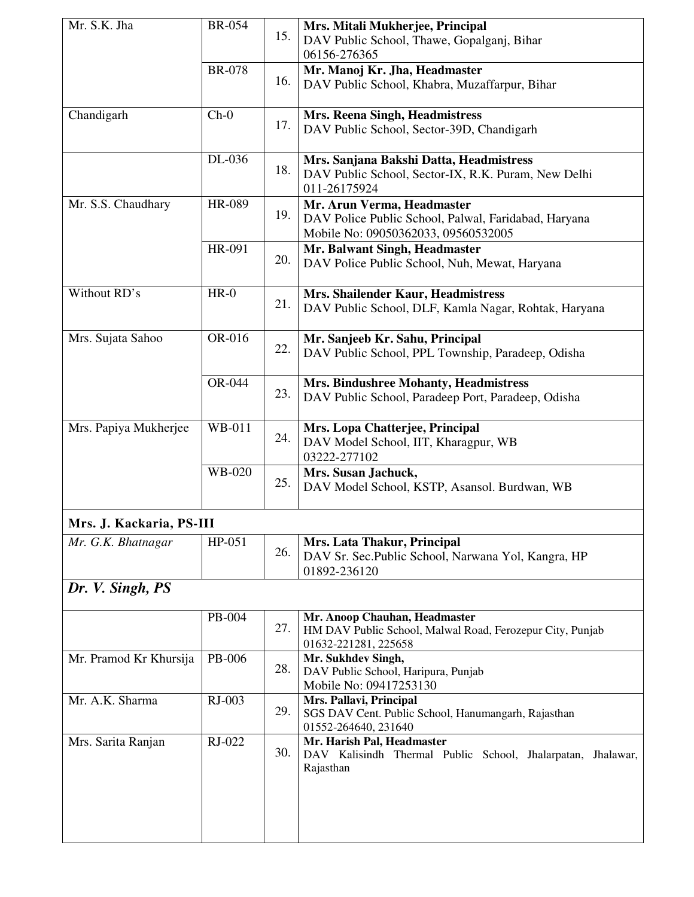| | | | |
|---|---|---|---|
| Mr. S.K. Jha | BR-054 | 15. | **Mrs. Mitali Mukherjee, Principal**<br>DAV Public School, Thawe, Gopalganj, Bihar<br>06156-276365 |
| | BR-078 | 16. | **Mr. Manoj Kr. Jha, Headmaster**<br>DAV Public School, Khabra, Muzaffarpur, Bihar |
| Chandigarh | Ch-0 | 17. | **Mrs. Reena Singh, Headmistress**<br>DAV Public School, Sector-39D, Chandigarh |
| | DL-036 | 18. | **Mrs. Sanjana Bakshi Datta, Headmistress**<br>DAV Public School, Sector-IX, R.K. Puram, New Delhi<br>011-26175924 |
| Mr. S.S. Chaudhary | HR-089 | 19. | **Mr. Arun Verma, Headmaster**<br>DAV Police Public School, Palwal, Faridabad, Haryana<br>Mobile No: 09050362033, 09560532005 |
| | HR-091 | 20. | **Mr. Balwant Singh, Headmaster**<br>DAV Police Public School, Nuh, Mewat, Haryana |
| Without RD's | HR-0 | 21. | **Mrs. Shailender Kaur, Headmistress**<br>DAV Public School, DLF, Kamla Nagar, Rohtak, Haryana |
| Mrs. Sujata Sahoo | OR-016 | 22. | **Mr. Sanjeeb Kr. Sahu, Principal**<br>DAV Public School, PPL Township, Paradeep, Odisha |
| | OR-044 | 23. | **Mrs. Bindushree Mohanty, Headmistress**<br>DAV Public School, Paradeep Port, Paradeep, Odisha |
| Mrs. Papiya Mukherjee | WB-011 | 24. | **Mrs. Lopa Chatterjee, Principal**<br>DAV Model School, IIT, Kharagpur, WB<br>03222-277102 |
| | WB-020 | 25. | **Mrs. Susan Jachuck,**<br>DAV Model School, KSTP, Asansol. Burdwan, WB |
| **Mrs. J. Kackaria, PS-III** | | | |
| *Mr. G.K. Bhatnagar* | HP-051 | 26. | **Mrs. Lata Thakur, Principal**<br>DAV Sr. Sec.Public School, Narwana Yol, Kangra, HP<br>01892-236120 |
| ***Dr. V. Singh, PS*** | | | |
| | PB-004 | 27. | **Mr. Anoop Chauhan, Headmaster**<br>HM DAV Public School, Malwal Road, Ferozepur City, Punjab<br>01632-221281, 225658 |
| Mr. Pramod Kr Khursija | PB-006 | 28. | **Mr. Sukhdev Singh,**<br>DAV Public School, Haripura, Punjab<br>Mobile No: 09417253130 |
| Mr. A.K. Sharma | RJ-003 | 29. | **Mrs. Pallavi, Principal**<br>SGS DAV Cent. Public School, Hanumangarh, Rajasthan<br>01552-264640, 231640 |
| Mrs. Sarita Ranjan | RJ-022 | 30. | **Mr. Harish Pal, Headmaster**<br>DAV Kalisindh Thermal Public School, Jhalarpatan, Jhalawar, Rajasthan |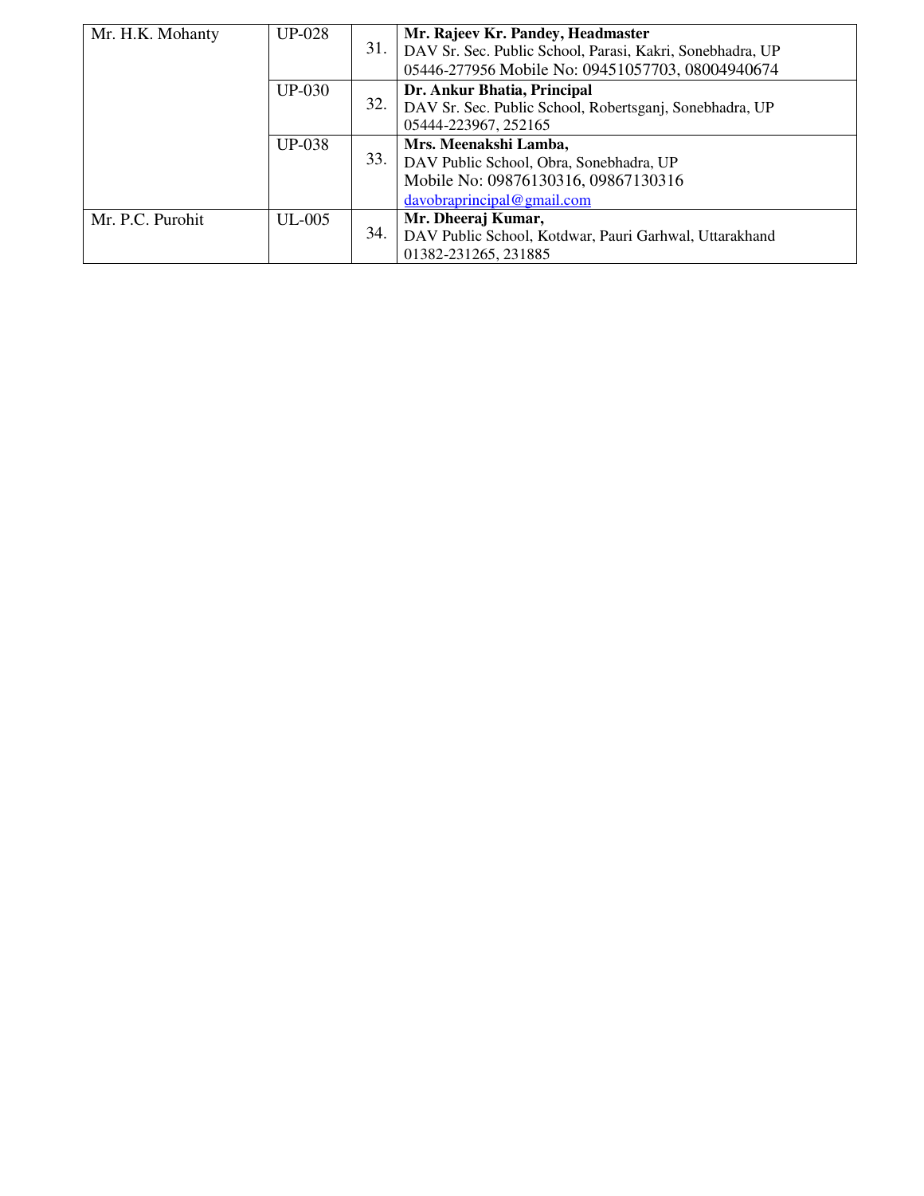| | | | |
|---|---|---|---|
| Mr. H.K. Mohanty | UP-028 | 31. | **Mr. Rajeev Kr. Pandey, Headmaster**<br>DAV Sr. Sec. Public School, Parasi, Kakri, Sonebhadra, UP<br>05446-277956 Mobile No: 09451057703, 08004940674 |
| | UP-030 | 32. | **Dr. Ankur Bhatia, Principal**<br>DAV Sr. Sec. Public School, Robertsganj, Sonebhadra, UP<br>05444-223967, 252165 |
| | UP-038 | 33. | **Mrs. Meenakshi Lamba,**<br>DAV Public School, Obra, Sonebhadra, UP<br>Mobile No: 09876130316, 09867130316<br>davobraprincipal@gmail.com |
| Mr. P.C. Purohit | UL-005 | 34. | **Mr. Dheeraj Kumar,**<br>DAV Public School, Kotdwar, Pauri Garhwal, Uttarakhand<br>01382-231265, 231885 |